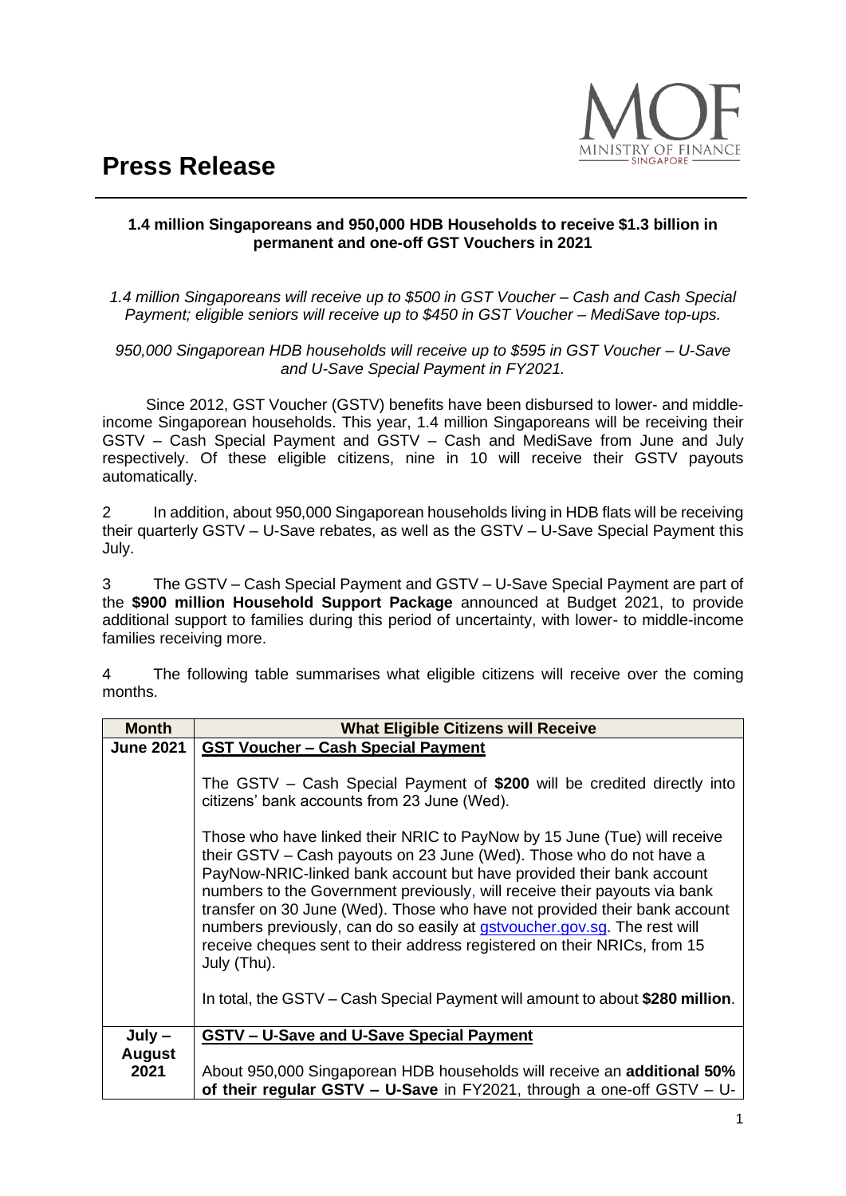# Press Release

**1.4 million Singaporeans and 950,000 HDB Households to receive $1.3 billion in permanent and one-off GST Vouchers in 2021**

*1.4 million Singaporeans will receive up to $500 in GST Voucher – Cash and Cash Special Payment; eligible seniors will receive up to $450 in GST Voucher – MediSave top-ups.*

*950,000 Singaporean HDB households will receive up to $595 in GST Voucher – U-Save and U-Save Special Payment in FY2021.*

Since 2012, GST Voucher (GSTV) benefits have been disbursed to lower- and middle-income Singaporean households. This year, 1.4 million Singaporeans will be receiving their GSTV – Cash Special Payment and GSTV – Cash and MediSave from June and July respectively. Of these eligible citizens, nine in 10 will receive their GSTV payouts automatically.

2 In addition, about 950,000 Singaporean households living in HDB flats will be receiving their quarterly GSTV – U-Save rebates, as well as the GSTV – U-Save Special Payment this July.

3 The GSTV – Cash Special Payment and GSTV – U-Save Special Payment are part of the **$900 million Household Support Package** announced at Budget 2021, to provide additional support to families during this period of uncertainty, with lower- to middle-income families receiving more.

4 The following table summarises what eligible citizens will receive over the coming months.

| Month | What Eligible Citizens will Receive |
|---|---|
| **June 2021** | **GST Voucher – Cash Special Payment**<br><br>The GSTV – Cash Special Payment of **$200** will be credited directly into citizens' bank accounts from 23 June (Wed).<br><br>Those who have linked their NRIC to PayNow by 15 June (Tue) will receive their GSTV – Cash payouts on 23 June (Wed). Those who do not have a PayNow-NRIC-linked bank account but have provided their bank account numbers to the Government previously, will receive their payouts via bank transfer on 30 June (Wed). Those who have not provided their bank account numbers previously, can do so easily at gstvoucher.gov.sg. The rest will receive cheques sent to their address registered on their NRICs, from 15 July (Thu).<br><br>In total, the GSTV – Cash Special Payment will amount to about **$280 million**. |
| **July – August 2021** | **GSTV – U-Save and U-Save Special Payment**<br><br>About 950,000 Singaporean HDB households will receive an **additional 50% of their regular GSTV – U-Save** in FY2021, through a one-off GSTV – U- |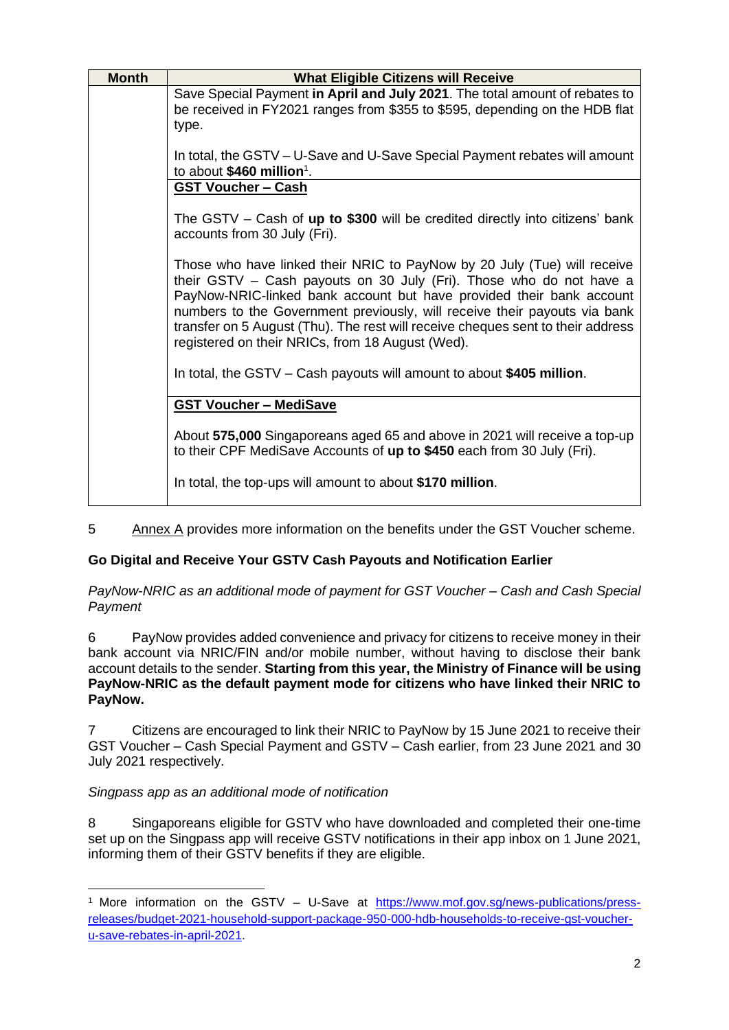| Month | What Eligible Citizens will Receive |
|---|---|
| | Save Special Payment **in April and July 2021**. The total amount of rebates to be received in FY2021 ranges from $355 to $595, depending on the HDB flat type.<br><br>In total, the GSTV – U-Save and U-Save Special Payment rebates will amount to about **$460 million**[1]. |
| | **<u>GST Voucher – Cash</u>**<br><br>The GSTV – Cash of **up to $300** will be credited directly into citizens' bank accounts from 30 July (Fri).<br><br>Those who have linked their NRIC to PayNow by 20 July (Tue) will receive their GSTV – Cash payouts on 30 July (Fri). Those who do not have a PayNow-NRIC-linked bank account but have provided their bank account numbers to the Government previously, will receive their payouts via bank transfer on 5 August (Thu). The rest will receive cheques sent to their address registered on their NRICs, from 18 August (Wed).<br><br>In total, the GSTV – Cash payouts will amount to about **$405 million**. |
| | **<u>GST Voucher – MediSave</u>**<br><br>About **575,000** Singaporeans aged 65 and above in 2021 will receive a top-up to their CPF MediSave Accounts of **up to $450** each from 30 July (Fri).<br><br>In total, the top-ups will amount to about **$170 million**. |

5 Annex A provides more information on the benefits under the GST Voucher scheme.

**Go Digital and Receive Your GSTV Cash Payouts and Notification Earlier**

*PayNow-NRIC as an additional mode of payment for GST Voucher – Cash and Cash Special Payment*

6 PayNow provides added convenience and privacy for citizens to receive money in their bank account via NRIC/FIN and/or mobile number, without having to disclose their bank account details to the sender. **Starting from this year, the Ministry of Finance will be using PayNow-NRIC as the default payment mode for citizens who have linked their NRIC to PayNow.**

7 Citizens are encouraged to link their NRIC to PayNow by 15 June 2021 to receive their GST Voucher – Cash Special Payment and GSTV – Cash earlier, from 23 June 2021 and 30 July 2021 respectively.

*Singpass app as an additional mode of notification*

8 Singaporeans eligible for GSTV who have downloaded and completed their one-time set up on the Singpass app will receive GSTV notifications in their app inbox on 1 June 2021, informing them of their GSTV benefits if they are eligible.

[1] More information on the GSTV – U-Save at https://www.mof.gov.sg/news-publications/press-releases/budget-2021-household-support-package-950-000-hdb-households-to-receive-gst-voucher-u-save-rebates-in-april-2021.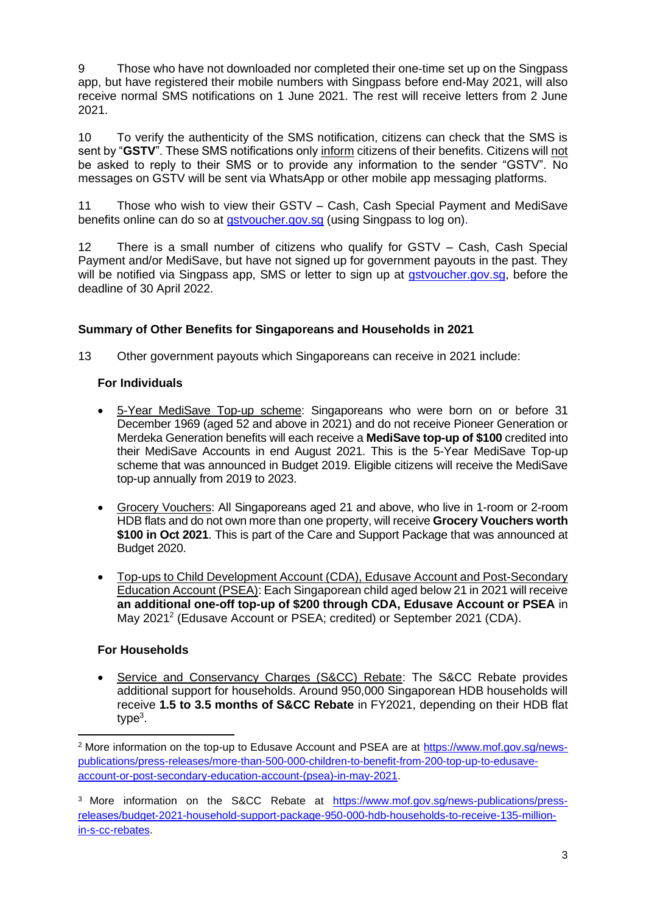9 Those who have not downloaded nor completed their one-time set up on the Singpass app, but have registered their mobile numbers with Singpass before end-May 2021, will also receive normal SMS notifications on 1 June 2021. The rest will receive letters from 2 June 2021.

10 To verify the authenticity of the SMS notification, citizens can check that the SMS is sent by "**GSTV**". These SMS notifications only inform citizens of their benefits. Citizens will not be asked to reply to their SMS or to provide any information to the sender "GSTV". No messages on GSTV will be sent via WhatsApp or other mobile app messaging platforms.

11 Those who wish to view their GSTV – Cash, Cash Special Payment and MediSave benefits online can do so at [gstvoucher.gov.sg](gstvoucher.gov.sg) (using Singpass to log on).

12 There is a small number of citizens who qualify for GSTV – Cash, Cash Special Payment and/or MediSave, but have not signed up for government payouts in the past. They will be notified via Singpass app, SMS or letter to sign up at [gstvoucher.gov.sg](gstvoucher.gov.sg), before the deadline of 30 April 2022.

## Summary of Other Benefits for Singaporeans and Households in 2021

13 Other government payouts which Singaporeans can receive in 2021 include:

### For Individuals

- 5-Year MediSave Top-up scheme: Singaporeans who were born on or before 31 December 1969 (aged 52 and above in 2021) and do not receive Pioneer Generation or Merdeka Generation benefits will each receive a **MediSave top-up of $100** credited into their MediSave Accounts in end August 2021. This is the 5-Year MediSave Top-up scheme that was announced in Budget 2019. Eligible citizens will receive the MediSave top-up annually from 2019 to 2023.

- Grocery Vouchers: All Singaporeans aged 21 and above, who live in 1-room or 2-room HDB flats and do not own more than one property, will receive **Grocery Vouchers worth $100 in Oct 2021**. This is part of the Care and Support Package that was announced at Budget 2020.

- Top-ups to Child Development Account (CDA), Edusave Account and Post-Secondary Education Account (PSEA): Each Singaporean child aged below 21 in 2021 will receive **an additional one-off top-up of $200 through CDA, Edusave Account or PSEA** in May 2021[2] (Edusave Account or PSEA; credited) or September 2021 (CDA).

### For Households

- Service and Conservancy Charges (S&CC) Rebate: The S&CC Rebate provides additional support for households. Around 950,000 Singaporean HDB households will receive **1.5 to 3.5 months of S&CC Rebate** in FY2021, depending on their HDB flat type[3].

---

[2] More information on the top-up to Edusave Account and PSEA are at [https://www.mof.gov.sg/news-publications/press-releases/more-than-500-000-children-to-benefit-from-200-top-up-to-edusave-account-or-post-secondary-education-account-(psea)-in-may-2021](https://www.mof.gov.sg/news-publications/press-releases/more-than-500-000-children-to-benefit-from-200-top-up-to-edusave-account-or-post-secondary-education-account-(psea)-in-may-2021).

[3] More information on the S&CC Rebate at [https://www.mof.gov.sg/news-publications/press-releases/budget-2021-household-support-package-950-000-hdb-households-to-receive-135-million-in-s-cc-rebates](https://www.mof.gov.sg/news-publications/press-releases/budget-2021-household-support-package-950-000-hdb-households-to-receive-135-million-in-s-cc-rebates).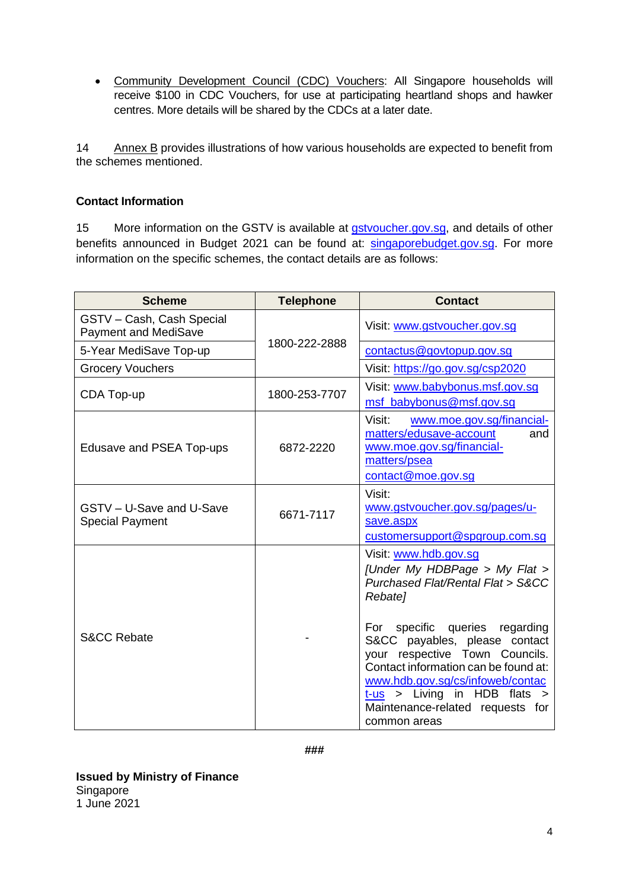- Community Development Council (CDC) Vouchers: All Singapore households will receive $100 in CDC Vouchers, for use at participating heartland shops and hawker centres. More details will be shared by the CDCs at a later date.

14 Annex B provides illustrations of how various households are expected to benefit from the schemes mentioned.

**Contact Information**

15 More information on the GSTV is available at gstvoucher.gov.sg, and details of other benefits announced in Budget 2021 can be found at: singaporebudget.gov.sg. For more information on the specific schemes, the contact details are as follows:

| Scheme | Telephone | Contact |
|---|---|---|
| GSTV – Cash, Cash Special Payment and MediSave | 1800-222-2888 | Visit: www.gstvoucher.gov.sg |
| 5-Year MediSave Top-up | | contactus@govtopup.gov.sg |
| Grocery Vouchers | | Visit: https://go.gov.sg/csp2020 |
| CDA Top-up | 1800-253-7707 | Visit: www.babybonus.msf.gov.sg msf_babybonus@msf.gov.sg |
| Edusave and PSEA Top-ups | 6872-2220 | Visit: www.moe.gov.sg/financial-matters/edusave-account and www.moe.gov.sg/financial-matters/psea contact@moe.gov.sg |
| GSTV – U-Save and U-Save Special Payment | 6671-7117 | Visit: www.gstvoucher.gov.sg/pages/u-save.aspx customersupport@spgroup.com.sg |
| S&CC Rebate | - | Visit: www.hdb.gov.sg *[Under My HDBPage > My Flat > Purchased Flat/Rental Flat > S&CC Rebate]* For specific queries regarding S&CC payables, please contact your respective Town Councils. Contact information can be found at: www.hdb.gov.sg/cs/infoweb/contact-us > Living in HDB flats > Maintenance-related requests for common areas |

###

**Issued by Ministry of Finance**
Singapore
1 June 2021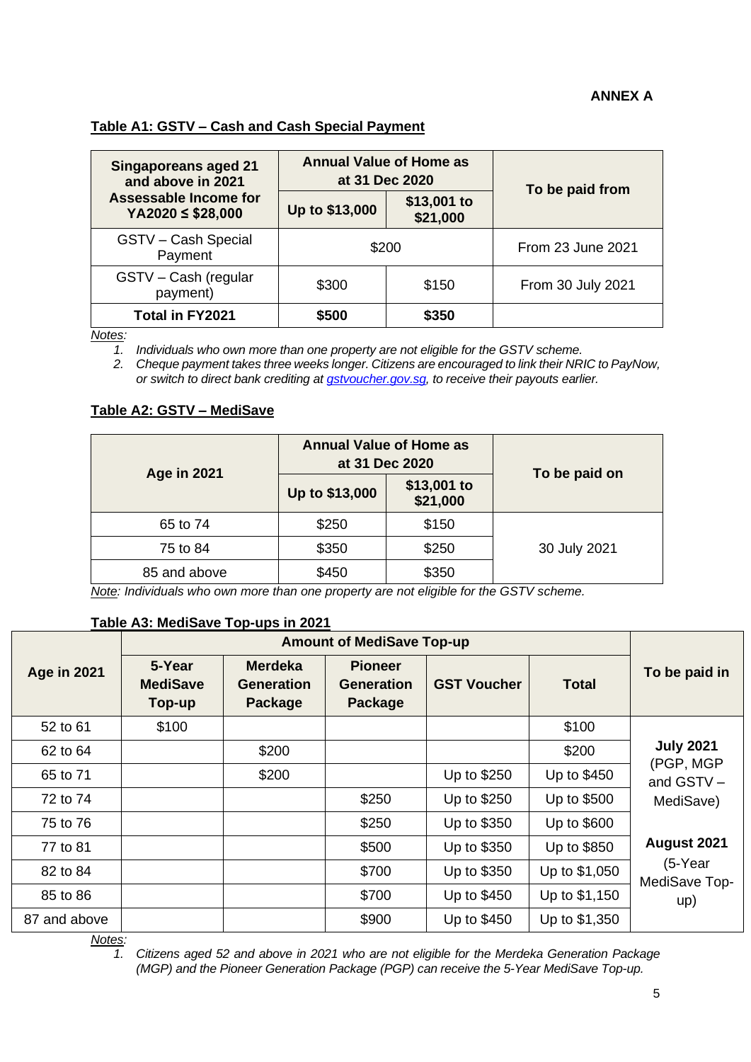**ANNEX A**

**Table A1: GSTV – Cash and Cash Special Payment**

| Singaporeans aged 21 and above in 2021 Assessable Income for YA2020 ≤ $28,000 | Annual Value of Home as at 31 Dec 2020 | | To be paid from |
|---|---|---|---|
| | Up to $13,000 | $13,001 to $21,000 | |
| GSTV – Cash Special Payment | $200 | | From 23 June 2021 |
| GSTV – Cash (regular payment) | $300 | $150 | From 30 July 2021 |
| **Total in FY2021** | **$500** | **$350** | |

*Notes:*

1. *Individuals who own more than one property are not eligible for the GSTV scheme.*
2. *Cheque payment takes three weeks longer. Citizens are encouraged to link their NRIC to PayNow, or switch to direct bank crediting at gstvoucher.gov.sg, to receive their payouts earlier.*

**Table A2: GSTV – MediSave**

| Age in 2021 | Annual Value of Home as at 31 Dec 2020 | | To be paid on |
|---|---|---|---|
| | Up to $13,000 | $13,001 to $21,000 | |
| 65 to 74 | $250 | $150 | 30 July 2021 |
| 75 to 84 | $350 | $250 | |
| 85 and above | $450 | $350 | |

*Note: Individuals who own more than one property are not eligible for the GSTV scheme.*

**Table A3: MediSave Top-ups in 2021**

| Age in 2021 | Amount of MediSave Top-up | | | | | To be paid in |
|---|---|---|---|---|---|---|
| | 5-Year MediSave Top-up | Merdeka Generation Package | Pioneer Generation Package | GST Voucher | Total | |
| 52 to 61 | $100 | | | | $100 | **July 2021** (PGP, MGP and GSTV – MediSave) **August 2021** (5-Year MediSave Top-up) |
| 62 to 64 | | $200 | | | $200 | |
| 65 to 71 | | $200 | | Up to $250 | Up to $450 | |
| 72 to 74 | | | $250 | Up to $250 | Up to $500 | |
| 75 to 76 | | | $250 | Up to $350 | Up to $600 | |
| 77 to 81 | | | $500 | Up to $350 | Up to $850 | |
| 82 to 84 | | | $700 | Up to $350 | Up to $1,050 | |
| 85 to 86 | | | $700 | Up to $450 | Up to $1,150 | |
| 87 and above | | | $900 | Up to $450 | Up to $1,350 | |

*Notes:*

1. *Citizens aged 52 and above in 2021 who are not eligible for the Merdeka Generation Package (MGP) and the Pioneer Generation Package (PGP) can receive the 5-Year MediSave Top-up.*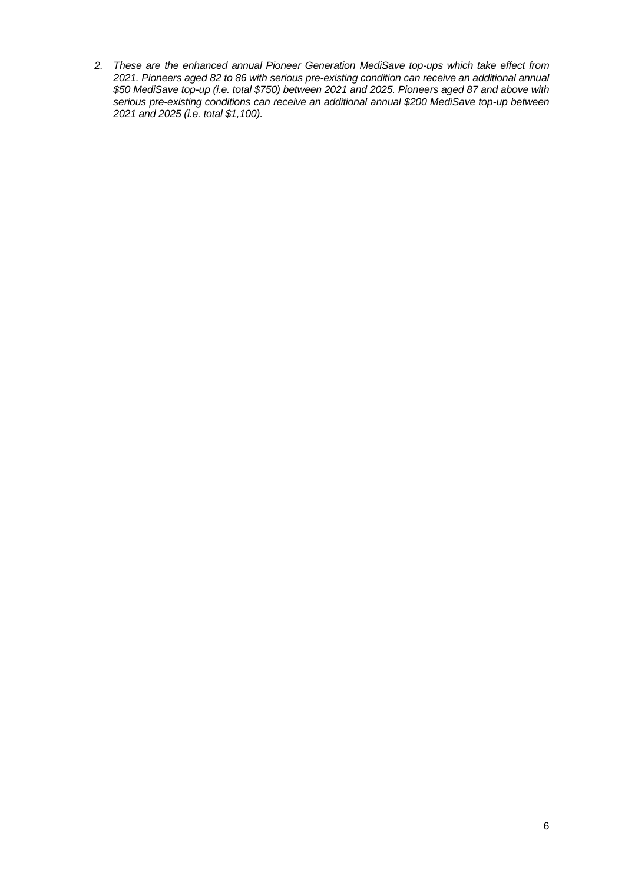2. *These are the enhanced annual Pioneer Generation MediSave top-ups which take effect from 2021. Pioneers aged 82 to 86 with serious pre-existing condition can receive an additional annual $50 MediSave top-up (i.e. total $750) between 2021 and 2025. Pioneers aged 87 and above with serious pre-existing conditions can receive an additional annual $200 MediSave top-up between 2021 and 2025 (i.e. total $1,100).*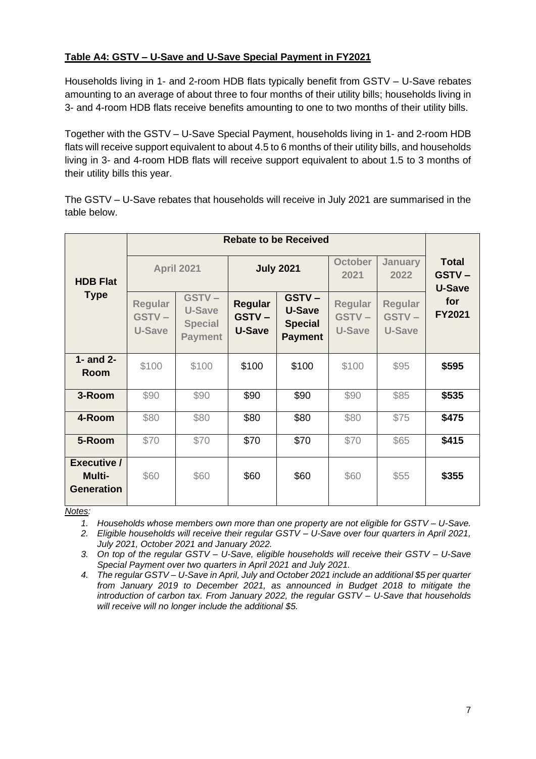**Table A4: GSTV – U-Save and U-Save Special Payment in FY2021**

Households living in 1- and 2-room HDB flats typically benefit from GSTV – U-Save rebates amounting to an average of about three to four months of their utility bills; households living in 3- and 4-room HDB flats receive benefits amounting to one to two months of their utility bills.

Together with the GSTV – U-Save Special Payment, households living in 1- and 2-room HDB flats will receive support equivalent to about 4.5 to 6 months of their utility bills, and households living in 3- and 4-room HDB flats will receive support equivalent to about 1.5 to 3 months of their utility bills this year.

The GSTV – U-Save rebates that households will receive in July 2021 are summarised in the table below.

| HDB Flat Type | Rebate to be Received | | | | | | Total GSTV – U-Save for FY2021 |
|---|---|---|---|---|---|---|---|
| | April 2021 | | July 2021 | | October 2021 | January 2022 | |
| | Regular GSTV – U-Save | GSTV – U-Save Special Payment | Regular GSTV – U-Save | GSTV – U-Save Special Payment | Regular GSTV – U-Save | Regular GSTV – U-Save | |
| **1- and 2-Room** | $100 | $100 | $100 | $100 | $100 | $95 | **$595** |
| **3-Room** | $90 | $90 | $90 | $90 | $90 | $85 | **$535** |
| **4-Room** | $80 | $80 | $80 | $80 | $80 | $75 | **$475** |
| **5-Room** | $70 | $70 | $70 | $70 | $70 | $65 | **$415** |
| **Executive / Multi-Generation** | $60 | $60 | $60 | $60 | $60 | $55 | **$355** |

*Notes:*

1. *Households whose members own more than one property are not eligible for GSTV – U-Save.*
2. *Eligible households will receive their regular GSTV – U-Save over four quarters in April 2021, July 2021, October 2021 and January 2022.*
3. *On top of the regular GSTV – U-Save, eligible households will receive their GSTV – U-Save Special Payment over two quarters in April 2021 and July 2021.*
4. *The regular GSTV – U-Save in April, July and October 2021 include an additional $5 per quarter from January 2019 to December 2021, as announced in Budget 2018 to mitigate the introduction of carbon tax. From January 2022, the regular GSTV – U-Save that households will receive will no longer include the additional $5.*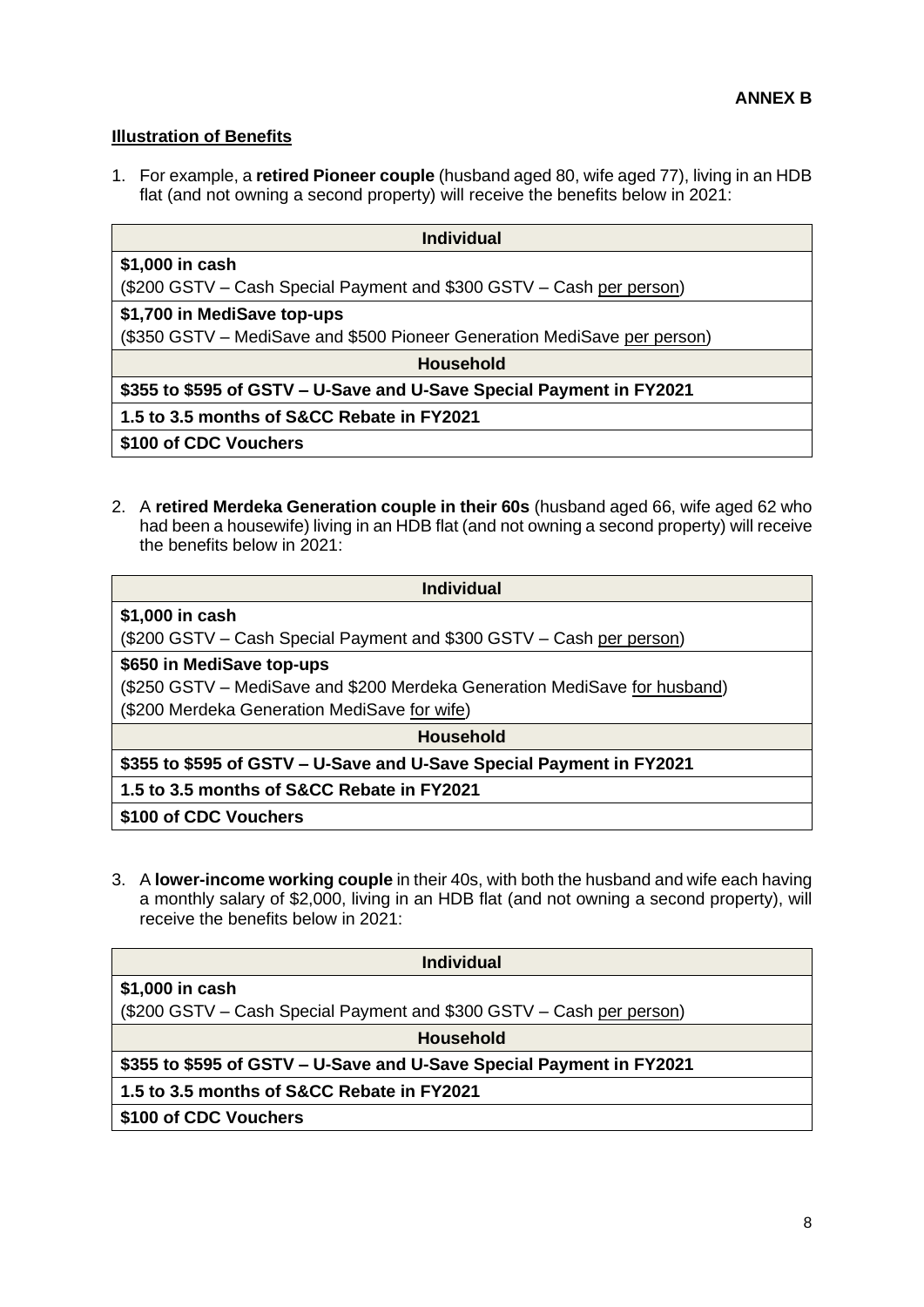**ANNEX B**

**<u>Illustration of Benefits</u>**

1. For example, a **retired Pioneer couple** (husband aged 80, wife aged 77), living in an HDB flat (and not owning a second property) will receive the benefits below in 2021:

| **Individual** |
|---|
| **$1,000 in cash**<br>($200 GSTV – Cash Special Payment and $300 GSTV – Cash <u>per person</u>) |
| **$1,700 in MediSave top-ups**<br>($350 GSTV – MediSave and $500 Pioneer Generation MediSave <u>per person</u>) |
| **Household** |
| **$355 to $595 of GSTV – U-Save and U-Save Special Payment in FY2021** |
| **1.5 to 3.5 months of S&CC Rebate in FY2021** |
| **$100 of CDC Vouchers** |

2. A **retired Merdeka Generation couple in their 60s** (husband aged 66, wife aged 62 who had been a housewife) living in an HDB flat (and not owning a second property) will receive the benefits below in 2021:

| **Individual** |
|---|
| **$1,000 in cash**<br>($200 GSTV – Cash Special Payment and $300 GSTV – Cash <u>per person</u>) |
| **$650 in MediSave top-ups**<br>($250 GSTV – MediSave and $200 Merdeka Generation MediSave <u>for husband</u>)<br>($200 Merdeka Generation MediSave <u>for wife</u>) |
| **Household** |
| **$355 to $595 of GSTV – U-Save and U-Save Special Payment in FY2021** |
| **1.5 to 3.5 months of S&CC Rebate in FY2021** |
| **$100 of CDC Vouchers** |

3. A **lower-income working couple** in their 40s, with both the husband and wife each having a monthly salary of $2,000, living in an HDB flat (and not owning a second property), will receive the benefits below in 2021:

| **Individual** |
|---|
| **$1,000 in cash**<br>($200 GSTV – Cash Special Payment and $300 GSTV – Cash <u>per person</u>) |
| **Household** |
| **$355 to $595 of GSTV – U-Save and U-Save Special Payment in FY2021** |
| **1.5 to 3.5 months of S&CC Rebate in FY2021** |
| **$100 of CDC Vouchers** |